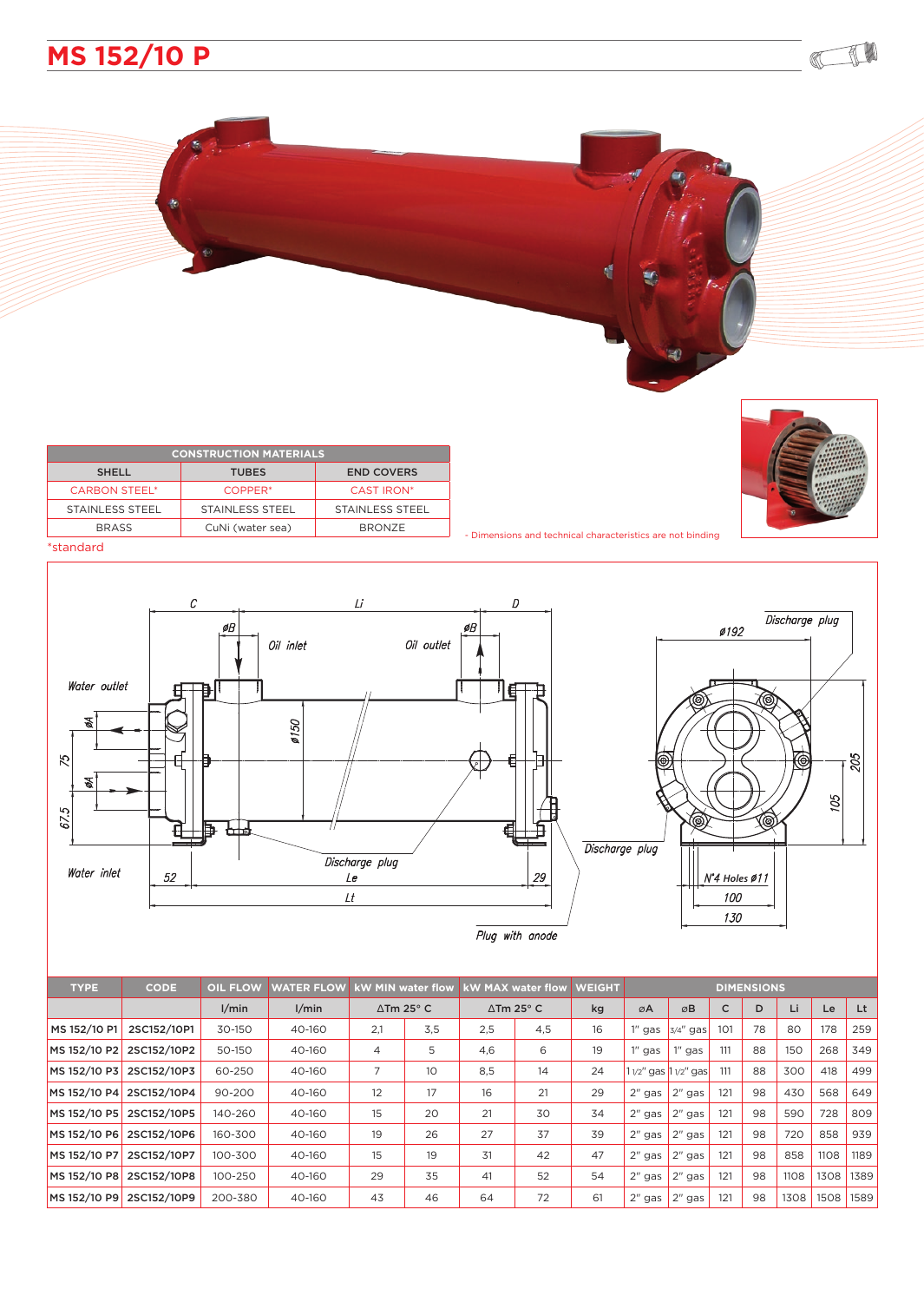# MS 152/10 P

| CONSTRUCTION MATERIALS | | |
|---|---|---|
| SHELL | TUBES | END COVERS |
| CARBON STEEL* | COPPER* | CAST IRON* |
| STAINLESS STEEL | STAINLESS STEEL | STAINLESS STEEL |
| BRASS | CuNi (water sea) | BRONZE |

*standard

- Dimensions and technical characteristics are not binding

C
Li
D
øB
Oil inlet
Oil outlet
øB
Water outlet
øA
ø150
75
øA
67,5
Discharge plug
Le
Water inlet
52
29
Lt
Plug with anode
ø192
Discharge plug
205
105
Discharge plug
N°4 Holes ø11
100
130

| TYPE | CODE | OIL FLOW | WATER FLOW | kW MIN water flow | | kW MAX water flow | | WEIGHT | DIMENSIONS | | | | | | |
|---|---|---|---|---|---|---|---|---|---|---|---|---|---|---|---|
| | | l/min | l/min | ΔTm 25° C | | ΔTm 25° C | | kg | øA | øB | C | D | Li | Le | Lt |
| MS 152/10 P1 | 2SC152/10P1 | 30-150 | 40-160 | 2,1 | 3,5 | 2,5 | 4,5 | 16 | 1" gas | 3/4" gas | 101 | 78 | 80 | 178 | 259 |
| MS 152/10 P2 | 2SC152/10P2 | 50-150 | 40-160 | 4 | 5 | 4,6 | 6 | 19 | 1" gas | 1" gas | 111 | 88 | 150 | 268 | 349 |
| MS 152/10 P3 | 2SC152/10P3 | 60-250 | 40-160 | 7 | 10 | 8,5 | 14 | 24 | 1 1/2" gas | 1 1/2" gas | 111 | 88 | 300 | 418 | 499 |
| MS 152/10 P4 | 2SC152/10P4 | 90-200 | 40-160 | 12 | 17 | 16 | 21 | 29 | 2" gas | 2" gas | 121 | 98 | 430 | 568 | 649 |
| MS 152/10 P5 | 2SC152/10P5 | 140-260 | 40-160 | 15 | 20 | 21 | 30 | 34 | 2" gas | 2" gas | 121 | 98 | 590 | 728 | 809 |
| MS 152/10 P6 | 2SC152/10P6 | 160-300 | 40-160 | 19 | 26 | 27 | 37 | 39 | 2" gas | 2" gas | 121 | 98 | 720 | 858 | 939 |
| MS 152/10 P7 | 2SC152/10P7 | 100-300 | 40-160 | 15 | 19 | 31 | 42 | 47 | 2" gas | 2" gas | 121 | 98 | 858 | 1108 | 1189 |
| MS 152/10 P8 | 2SC152/10P8 | 100-250 | 40-160 | 29 | 35 | 41 | 52 | 54 | 2" gas | 2" gas | 121 | 98 | 1108 | 1308 | 1389 |
| MS 152/10 P9 | 2SC152/10P9 | 200-380 | 40-160 | 43 | 46 | 64 | 72 | 61 | 2" gas | 2" gas | 121 | 98 | 1308 | 1508 | 1589 |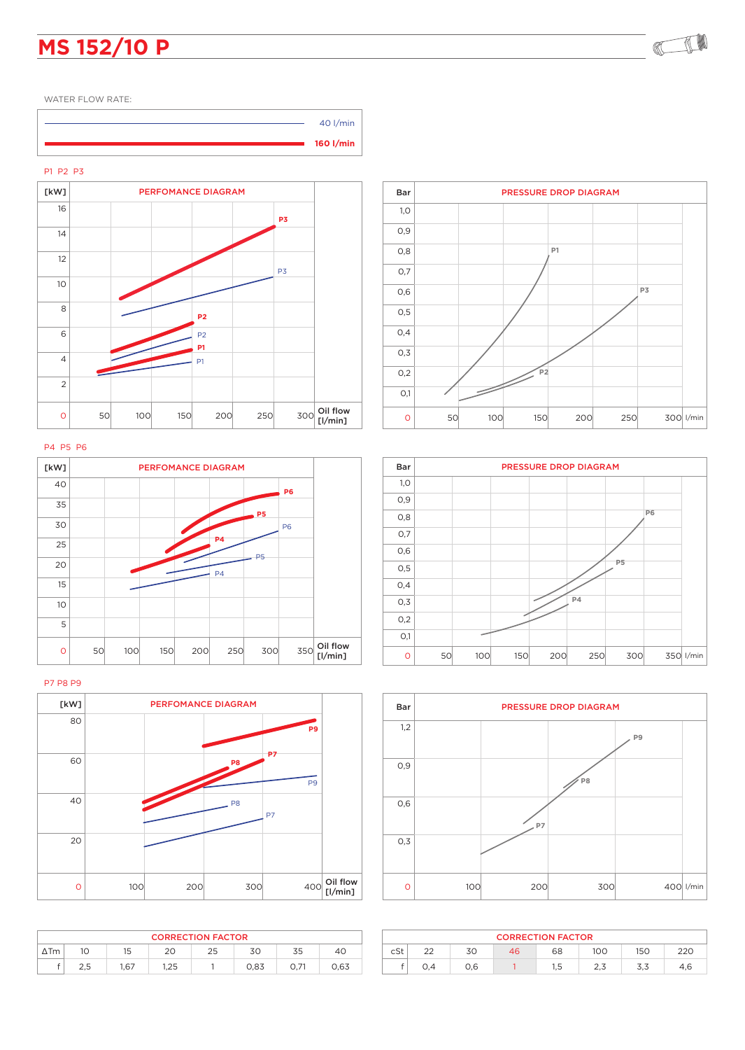# MS 152/10 P

WATER FLOW RATE:

40 l/min

**160 l/min**

P1 P2 P3

PERFOMANCE DIAGRAM

[kW]
16
14
12
10
8
6
4
2
0
50 100 150 200 250 300
Oil flow [l/min]

P3
P3
P2
P2
P1
P1

PRESSURE DROP DIAGRAM

Bar
1,0
0,9
0,8
0,7
0,6
0,5
0,4
0,3
0,2
0,1
0
50 100 150 200 250 300 l/min

P1
P3
P2

P4 P5 P6

PERFOMANCE DIAGRAM

[kW]
40
35
30
25
20
15
10
5
0
50 100 150 200 250 300 350
Oil flow [l/min]

P6
P5
P6
P4
P5
P4

PRESSURE DROP DIAGRAM

Bar
1,0
0,9
0,8
0,7
0,6
0,5
0,4
0,3
0,2
0,1
0
50 100 150 200 250 300 350 l/min

P6
P5
P4

P7 P8 P9

PERFOMANCE DIAGRAM

[kW]
80
60
40
20
0
100 200 300 400
Oil flow [l/min]

P9
P8
P7
P9
P8
P7

PRESSURE DROP DIAGRAM

Bar
1,2
0,9
0,6
0,3
0
100 200 300 400 l/min

P9
P8
P7

CORRECTION FACTOR

| ΔTm | 10 | 15 | 20 | 25 | 30 | 35 | 40 |
|---|---|---|---|---|---|---|---|
| f | 2,5 | 1,67 | 1,25 | 1 | 0,83 | 0,71 | 0,63 |

CORRECTION FACTOR

| cSt | 22 | 30 | 46 | 68 | 100 | 150 | 220 |
|---|---|---|---|---|---|---|---|
| f | 0,4 | 0,6 | 1 | 1,5 | 2,3 | 3,3 | 4,6 |